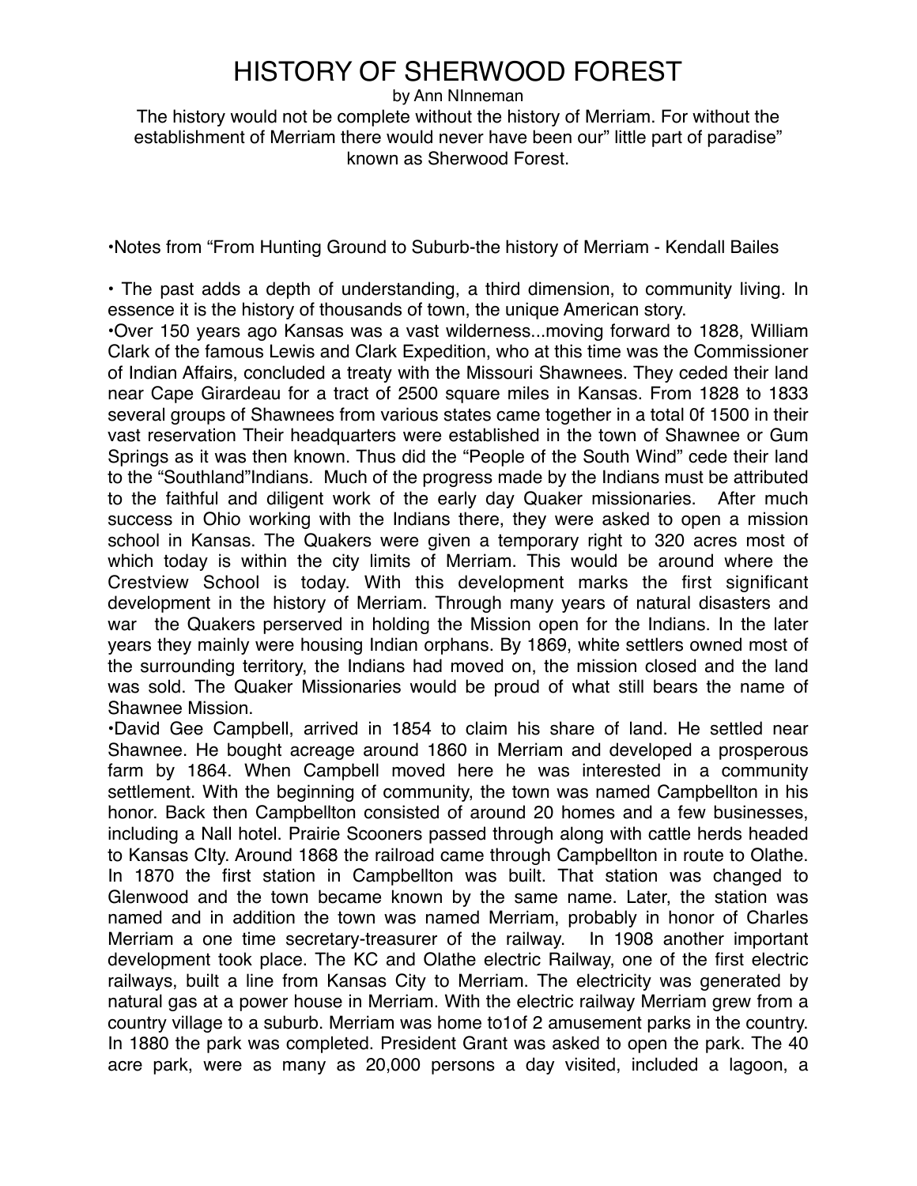# HISTORY OF SHERWOOD FOREST

by Ann NInneman

The history would not be complete without the history of Merriam. For without the establishment of Merriam there would never have been our" little part of paradise" known as Sherwood Forest.

•Notes from "From Hunting Ground to Suburb-the history of Merriam - Kendall Bailes

• The past adds a depth of understanding, a third dimension, to community living. In essence it is the history of thousands of town, the unique American story.

•Over 150 years ago Kansas was a vast wilderness...moving forward to 1828, William Clark of the famous Lewis and Clark Expedition, who at this time was the Commissioner of Indian Affairs, concluded a treaty with the Missouri Shawnees. They ceded their land near Cape Girardeau for a tract of 2500 square miles in Kansas. From 1828 to 1833 several groups of Shawnees from various states came together in a total 0f 1500 in their vast reservation Their headquarters were established in the town of Shawnee or Gum Springs as it was then known. Thus did the "People of the South Wind" cede their land to the "Southland"Indians. Much of the progress made by the Indians must be attributed to the faithful and diligent work of the early day Quaker missionaries. After much success in Ohio working with the Indians there, they were asked to open a mission school in Kansas. The Quakers were given a temporary right to 320 acres most of which today is within the city limits of Merriam. This would be around where the Crestview School is today. With this development marks the first significant development in the history of Merriam. Through many years of natural disasters and war the Quakers perserved in holding the Mission open for the Indians. In the later years they mainly were housing Indian orphans. By 1869, white settlers owned most of the surrounding territory, the Indians had moved on, the mission closed and the land was sold. The Quaker Missionaries would be proud of what still bears the name of Shawnee Mission.

•David Gee Campbell, arrived in 1854 to claim his share of land. He settled near Shawnee. He bought acreage around 1860 in Merriam and developed a prosperous farm by 1864. When Campbell moved here he was interested in a community settlement. With the beginning of community, the town was named Campbellton in his honor. Back then Campbellton consisted of around 20 homes and a few businesses, including a Nall hotel. Prairie Scooners passed through along with cattle herds headed to Kansas CIty. Around 1868 the railroad came through Campbellton in route to Olathe. In 1870 the first station in Campbellton was built. That station was changed to Glenwood and the town became known by the same name. Later, the station was named and in addition the town was named Merriam, probably in honor of Charles Merriam a one time secretary-treasurer of the railway. In 1908 another important development took place. The KC and Olathe electric Railway, one of the first electric railways, built a line from Kansas City to Merriam. The electricity was generated by natural gas at a power house in Merriam. With the electric railway Merriam grew from a country village to a suburb. Merriam was home to1of 2 amusement parks in the country. In 1880 the park was completed. President Grant was asked to open the park. The 40 acre park, were as many as 20,000 persons a day visited, included a lagoon, a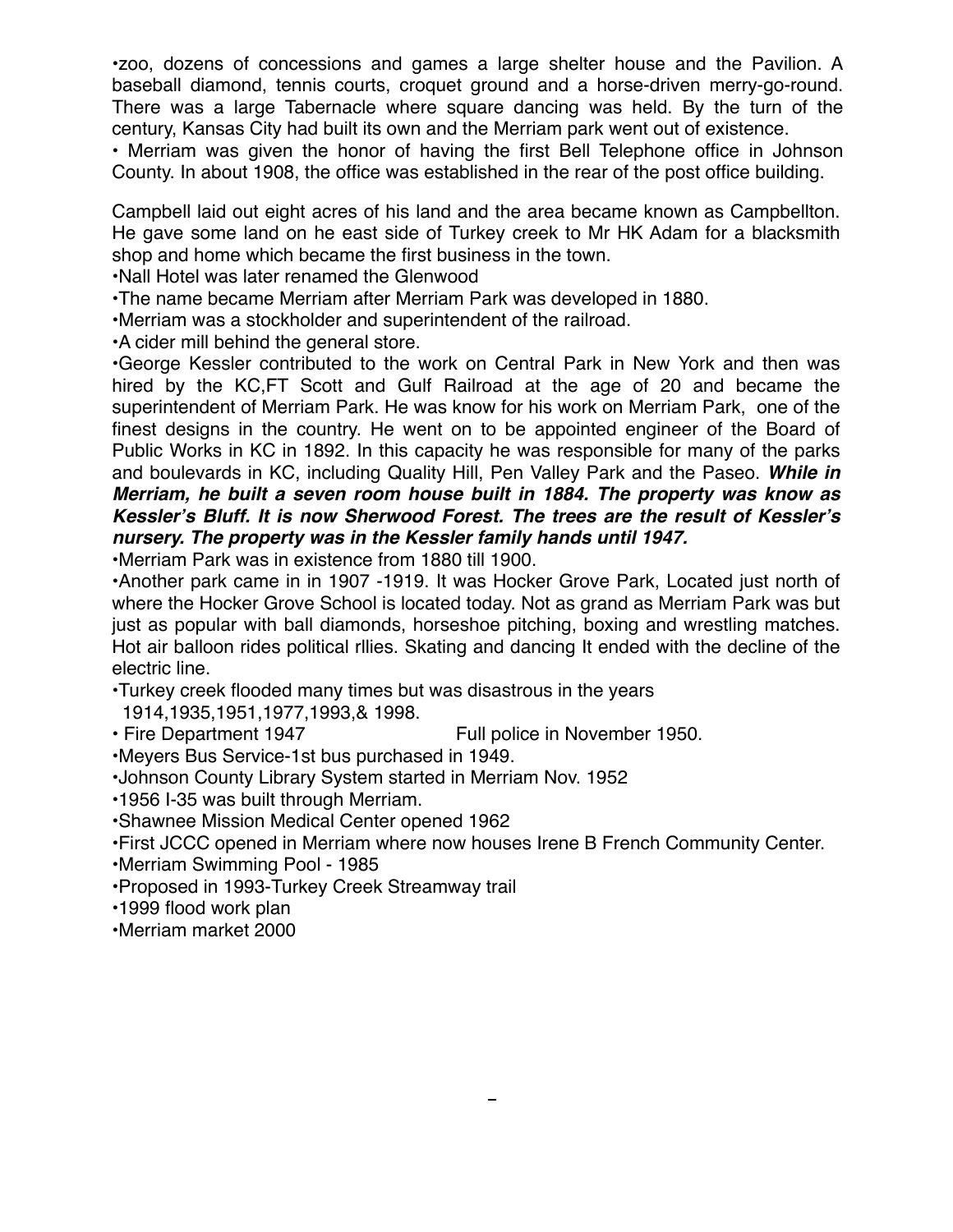•zoo, dozens of concessions and games a large shelter house and the Pavilion. A baseball diamond, tennis courts, croquet ground and a horse-driven merry-go-round. There was a large Tabernacle where square dancing was held. By the turn of the century, Kansas City had built its own and the Merriam park went out of existence.

• Merriam was given the honor of having the first Bell Telephone office in Johnson County. In about 1908, the office was established in the rear of the post office building.

Campbell laid out eight acres of his land and the area became known as Campbellton. He gave some land on he east side of Turkey creek to Mr HK Adam for a blacksmith shop and home which became the first business in the town.

•Nall Hotel was later renamed the Glenwood

•The name became Merriam after Merriam Park was developed in 1880.

•Merriam was a stockholder and superintendent of the railroad.

•A cider mill behind the general store.

•George Kessler contributed to the work on Central Park in New York and then was hired by the KC,FT Scott and Gulf Railroad at the age of 20 and became the superintendent of Merriam Park. He was know for his work on Merriam Park, one of the finest designs in the country. He went on to be appointed engineer of the Board of Public Works in KC in 1892. In this capacity he was responsible for many of the parks and boulevards in KC, including Quality Hill, Pen Valley Park and the Paseo. ***While in Merriam, he built a seven room house built in 1884. The property was know as Kessler's Bluff. It is now Sherwood Forest. The trees are the result of Kessler's nursery. The property was in the Kessler family hands until 1947.***

•Merriam Park was in existence from 1880 till 1900.

•Another park came in in 1907 -1919. It was Hocker Grove Park, Located just north of where the Hocker Grove School is located today. Not as grand as Merriam Park was but just as popular with ball diamonds, horseshoe pitching, boxing and wrestling matches. Hot air balloon rides political rllies. Skating and dancing It ended with the decline of the electric line.

•Turkey creek flooded many times but was disastrous in the years 1914,1935,1951,1977,1993,& 1998.

• Fire Department 1947 Full police in November 1950.

•Meyers Bus Service-1st bus purchased in 1949.

•Johnson County Library System started in Merriam Nov. 1952

•1956 I-35 was built through Merriam.

•Shawnee Mission Medical Center opened 1962

•First JCCC opened in Merriam where now houses Irene B French Community Center.

•Merriam Swimming Pool - 1985

•Proposed in 1993-Turkey Creek Streamway trail

•1999 flood work plan

•Merriam market 2000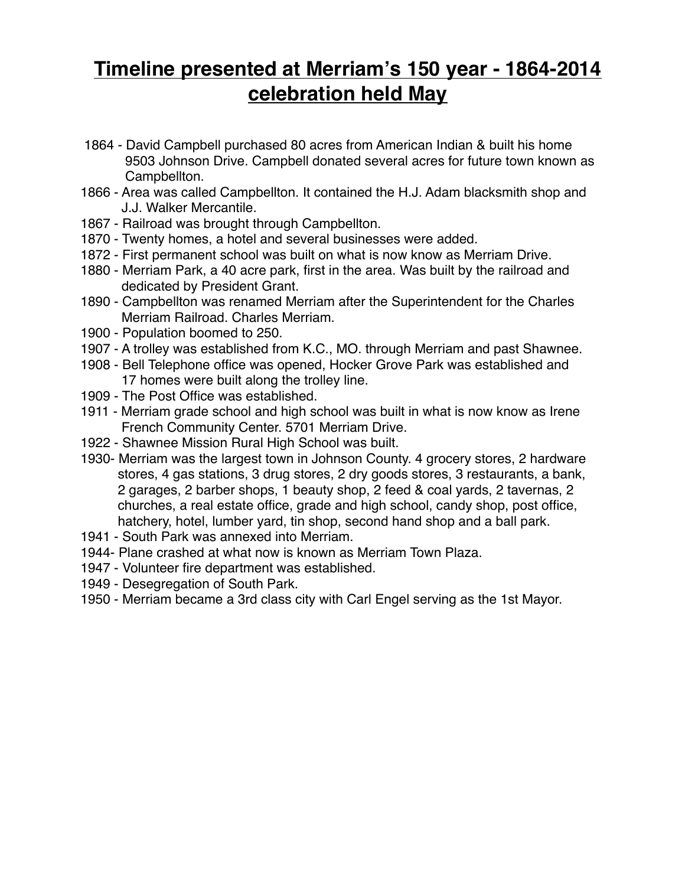# Timeline presented at Merriam's 150 year - 1864-2014 celebration held May

1864 - David Campbell purchased 80 acres from American Indian & built his home 9503 Johnson Drive. Campbell donated several acres for future town known as Campbellton.

1866 - Area was called Campbellton. It contained the H.J. Adam blacksmith shop and J.J. Walker Mercantile.

1867 - Railroad was brought through Campbellton.

1870 - Twenty homes, a hotel and several businesses were added.

1872 - First permanent school was built on what is now know as Merriam Drive.

1880 - Merriam Park, a 40 acre park, first in the area. Was built by the railroad and dedicated by President Grant.

1890 - Campbellton was renamed Merriam after the Superintendent for the Charles Merriam Railroad. Charles Merriam.

1900 - Population boomed to 250.

1907 - A trolley was established from K.C., MO. through Merriam and past Shawnee.

1908 - Bell Telephone office was opened, Hocker Grove Park was established and 17 homes were built along the trolley line.

1909 - The Post Office was established.

1911 - Merriam grade school and high school was built in what is now know as Irene French Community Center. 5701 Merriam Drive.

1922 - Shawnee Mission Rural High School was built.

1930- Merriam was the largest town in Johnson County. 4 grocery stores, 2 hardware stores, 4 gas stations, 3 drug stores, 2 dry goods stores, 3 restaurants, a bank, 2 garages, 2 barber shops, 1 beauty shop, 2 feed & coal yards, 2 tavernas, 2 churches, a real estate office, grade and high school, candy shop, post office, hatchery, hotel, lumber yard, tin shop, second hand shop and a ball park.

1941 - South Park was annexed into Merriam.

1944- Plane crashed at what now is known as Merriam Town Plaza.

1947 - Volunteer fire department was established.

1949 - Desegregation of South Park.

1950 - Merriam became a 3rd class city with Carl Engel serving as the 1st Mayor.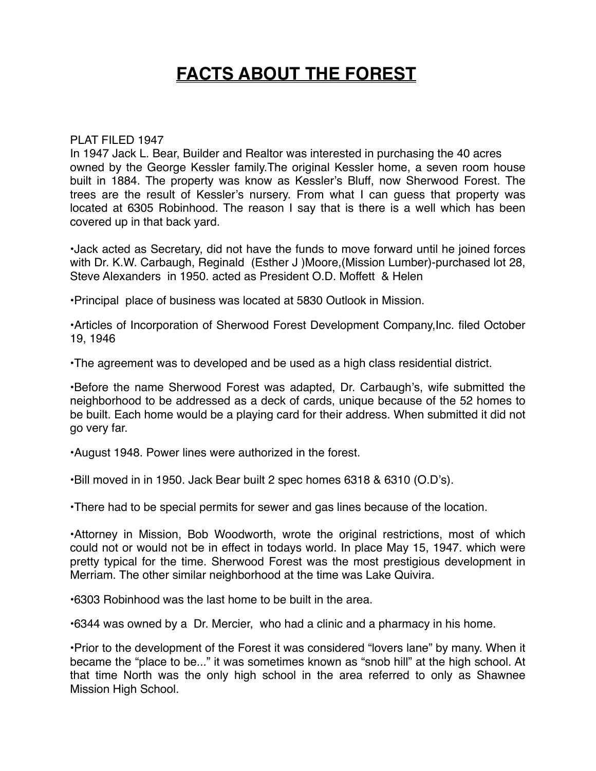# FACTS ABOUT THE FOREST

PLAT FILED 1947
In 1947 Jack L. Bear, Builder and Realtor was interested in purchasing the 40 acres owned by the George Kessler family.The original Kessler home, a seven room house built in 1884. The property was know as Kessler's Bluff, now Sherwood Forest. The trees are the result of Kessler's nursery. From what I can guess that property was located at 6305 Robinhood. The reason I say that is there is a well which has been covered up in that back yard.

•Jack acted as Secretary, did not have the funds to move forward until he joined forces with Dr. K.W. Carbaugh, Reginald (Esther J )Moore,(Mission Lumber)-purchased lot 28, Steve Alexanders in 1950. acted as President O.D. Moffett & Helen

•Principal place of business was located at 5830 Outlook in Mission.

•Articles of Incorporation of Sherwood Forest Development Company,Inc. filed October 19, 1946

•The agreement was to developed and be used as a high class residential district.

•Before the name Sherwood Forest was adapted, Dr. Carbaugh's, wife submitted the neighborhood to be addressed as a deck of cards, unique because of the 52 homes to be built. Each home would be a playing card for their address. When submitted it did not go very far.

•August 1948. Power lines were authorized in the forest.

•Bill moved in in 1950. Jack Bear built 2 spec homes 6318 & 6310 (O.D's).

•There had to be special permits for sewer and gas lines because of the location.

•Attorney in Mission, Bob Woodworth, wrote the original restrictions, most of which could not or would not be in effect in todays world. In place May 15, 1947. which were pretty typical for the time. Sherwood Forest was the most prestigious development in Merriam. The other similar neighborhood at the time was Lake Quivira.

•6303 Robinhood was the last home to be built in the area.

•6344 was owned by a Dr. Mercier, who had a clinic and a pharmacy in his home.

•Prior to the development of the Forest it was considered "lovers lane" by many. When it became the "place to be..." it was sometimes known as "snob hill" at the high school. At that time North was the only high school in the area referred to only as Shawnee Mission High School.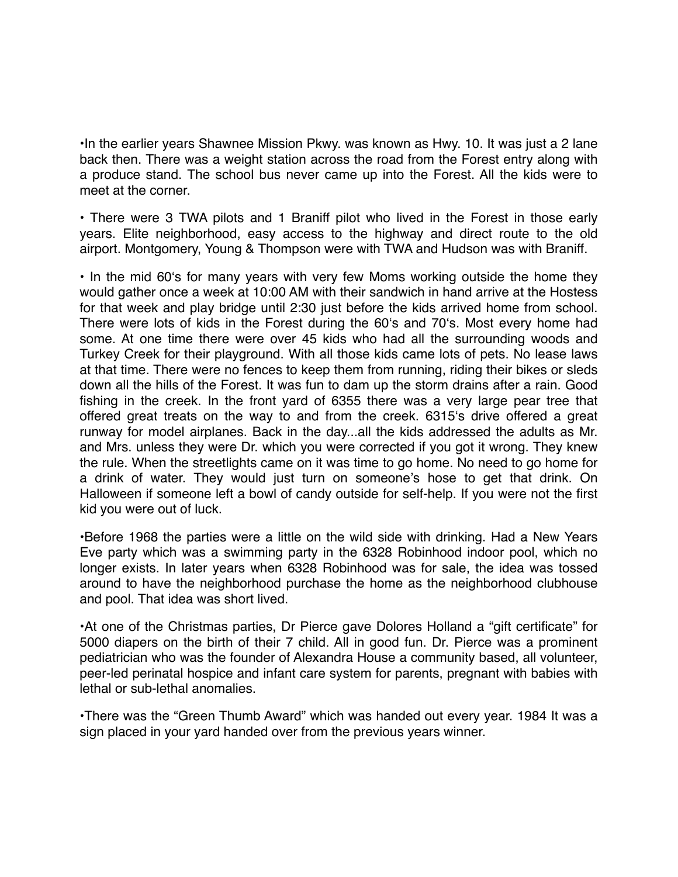•In the earlier years Shawnee Mission Pkwy. was known as Hwy. 10. It was just a 2 lane back then. There was a weight station across the road from the Forest entry along with a produce stand. The school bus never came up into the Forest. All the kids were to meet at the corner.

• There were 3 TWA pilots and 1 Braniff pilot who lived in the Forest in those early years. Elite neighborhood, easy access to the highway and direct route to the old airport. Montgomery, Young & Thompson were with TWA and Hudson was with Braniff.

• In the mid 60's for many years with very few Moms working outside the home they would gather once a week at 10:00 AM with their sandwich in hand arrive at the Hostess for that week and play bridge until 2:30 just before the kids arrived home from school. There were lots of kids in the Forest during the 60's and 70's. Most every home had some. At one time there were over 45 kids who had all the surrounding woods and Turkey Creek for their playground. With all those kids came lots of pets. No lease laws at that time. There were no fences to keep them from running, riding their bikes or sleds down all the hills of the Forest. It was fun to dam up the storm drains after a rain. Good fishing in the creek. In the front yard of 6355 there was a very large pear tree that offered great treats on the way to and from the creek. 6315's drive offered a great runway for model airplanes. Back in the day...all the kids addressed the adults as Mr. and Mrs. unless they were Dr. which you were corrected if you got it wrong. They knew the rule. When the streetlights came on it was time to go home. No need to go home for a drink of water. They would just turn on someone's hose to get that drink. On Halloween if someone left a bowl of candy outside for self-help. If you were not the first kid you were out of luck.

•Before 1968 the parties were a little on the wild side with drinking. Had a New Years Eve party which was a swimming party in the 6328 Robinhood indoor pool, which no longer exists. In later years when 6328 Robinhood was for sale, the idea was tossed around to have the neighborhood purchase the home as the neighborhood clubhouse and pool. That idea was short lived.

•At one of the Christmas parties, Dr Pierce gave Dolores Holland a "gift certificate" for 5000 diapers on the birth of their 7 child. All in good fun. Dr. Pierce was a prominent pediatrician who was the founder of Alexandra House a community based, all volunteer, peer-led perinatal hospice and infant care system for parents, pregnant with babies with lethal or sub-lethal anomalies.

•There was the "Green Thumb Award" which was handed out every year. 1984 It was a sign placed in your yard handed over from the previous years winner.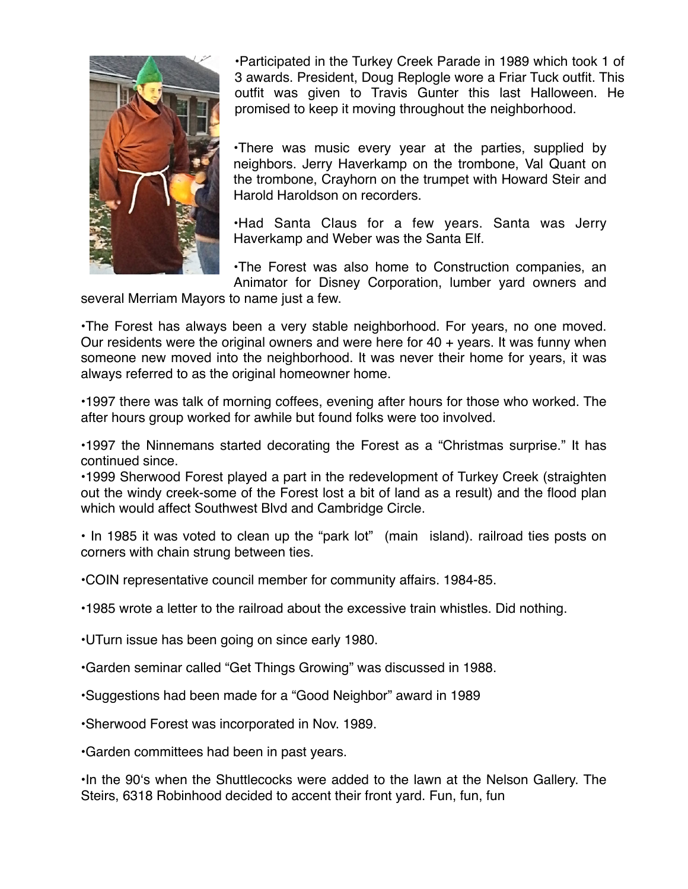•Participated in the Turkey Creek Parade in 1989 which took 1 of 3 awards. President, Doug Replogle wore a Friar Tuck outfit. This outfit was given to Travis Gunter this last Halloween. He promised to keep it moving throughout the neighborhood.

•There was music every year at the parties, supplied by neighbors. Jerry Haverkamp on the trombone, Val Quant on the trombone, Crayhorn on the trumpet with Howard Steir and Harold Haroldson on recorders.

•Had Santa Claus for a few years. Santa was Jerry Haverkamp and Weber was the Santa Elf.

•The Forest was also home to Construction companies, an Animator for Disney Corporation, lumber yard owners and several Merriam Mayors to name just a few.

•The Forest has always been a very stable neighborhood. For years, no one moved. Our residents were the original owners and were here for 40 + years. It was funny when someone new moved into the neighborhood. It was never their home for years, it was always referred to as the original homeowner home.

•1997 there was talk of morning coffees, evening after hours for those who worked. The after hours group worked for awhile but found folks were too involved.

•1997 the Ninnemans started decorating the Forest as a "Christmas surprise." It has continued since.

•1999 Sherwood Forest played a part in the redevelopment of Turkey Creek (straighten out the windy creek-some of the Forest lost a bit of land as a result) and the flood plan which would affect Southwest Blvd and Cambridge Circle.

• In 1985 it was voted to clean up the "park lot" (main island). railroad ties posts on corners with chain strung between ties.

•COIN representative council member for community affairs. 1984-85.

•1985 wrote a letter to the railroad about the excessive train whistles. Did nothing.

•UTurn issue has been going on since early 1980.

•Garden seminar called "Get Things Growing" was discussed in 1988.

•Suggestions had been made for a "Good Neighbor" award in 1989

•Sherwood Forest was incorporated in Nov. 1989.

•Garden committees had been in past years.

•In the 90's when the Shuttlecocks were added to the lawn at the Nelson Gallery. The Steirs, 6318 Robinhood decided to accent their front yard. Fun, fun, fun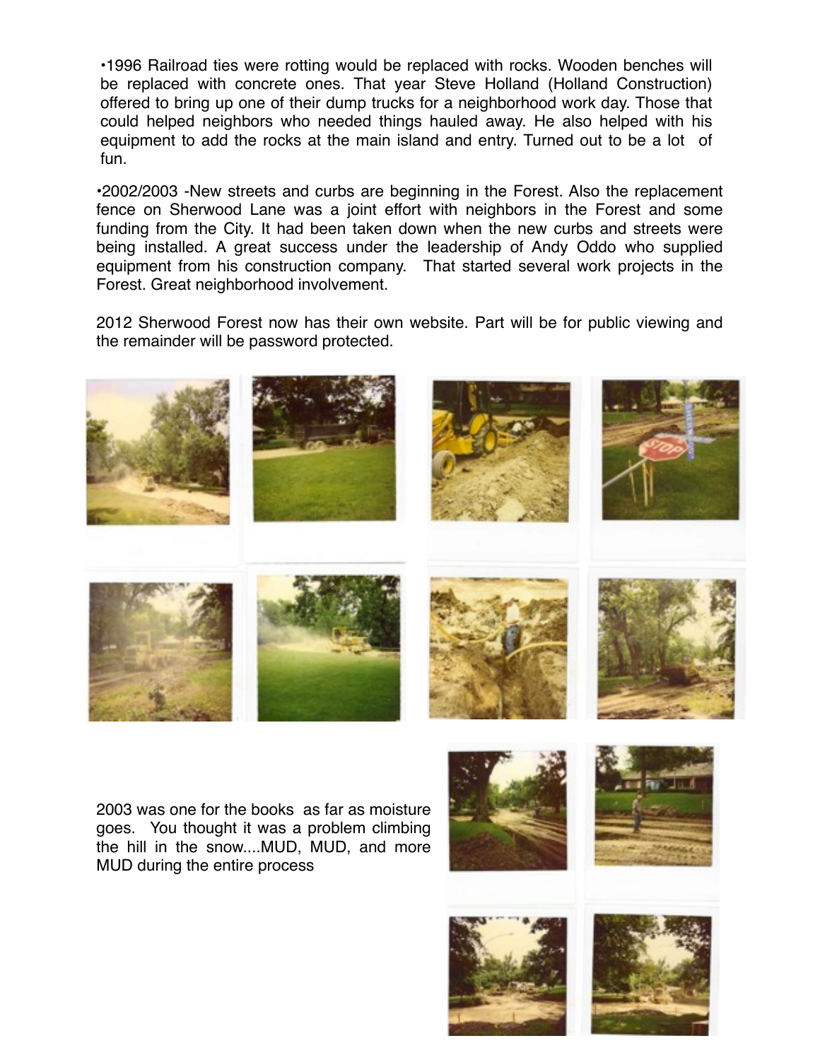•1996 Railroad ties were rotting would be replaced with rocks. Wooden benches will be replaced with concrete ones. That year Steve Holland (Holland Construction) offered to bring up one of their dump trucks for a neighborhood work day. Those that could helped neighbors who needed things hauled away. He also helped with his equipment to add the rocks at the main island and entry. Turned out to be a lot of fun.

•2002/2003 -New streets and curbs are beginning in the Forest. Also the replacement fence on Sherwood Lane was a joint effort with neighbors in the Forest and some funding from the City. It had been taken down when the new curbs and streets were being installed. A great success under the leadership of Andy Oddo who supplied equipment from his construction company. That started several work projects in the Forest. Great neighborhood involvement.

2012 Sherwood Forest now has their own website. Part will be for public viewing and the remainder will be password protected.

2003 was one for the books as far as moisture goes. You thought it was a problem climbing the hill in the snow....MUD, MUD, and more MUD during the entire process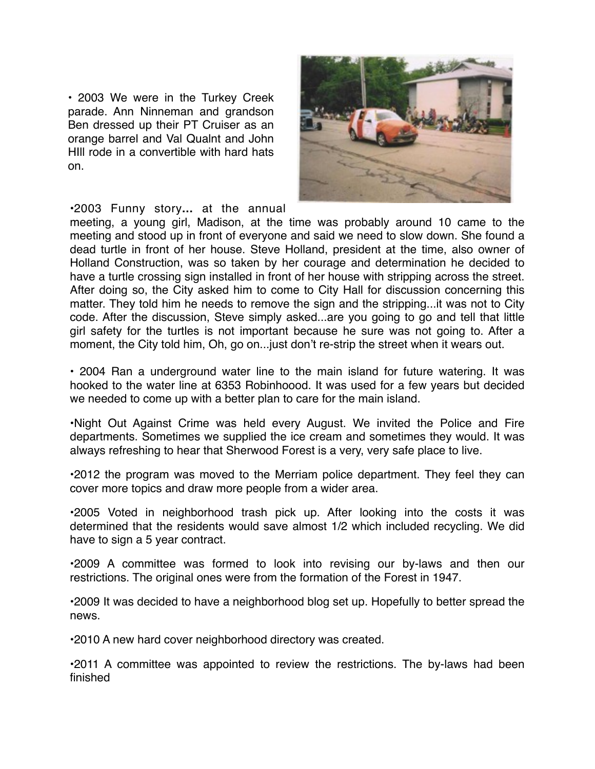• 2003 We were in the Turkey Creek parade. Ann Ninneman and grandson Ben dressed up their PT Cruiser as an orange barrel and Val Qualnt and John HIll rode in a convertible with hard hats on.

•2003 Funny story**...** at the annual meeting, a young girl, Madison, at the time was probably around 10 came to the meeting and stood up in front of everyone and said we need to slow down. She found a dead turtle in front of her house. Steve Holland, president at the time, also owner of Holland Construction, was so taken by her courage and determination he decided to have a turtle crossing sign installed in front of her house with stripping across the street. After doing so, the City asked him to come to City Hall for discussion concerning this matter. They told him he needs to remove the sign and the stripping...it was not to City code. After the discussion, Steve simply asked...are you going to go and tell that little girl safety for the turtles is not important because he sure was not going to. After a moment, the City told him, Oh, go on...just don't re-strip the street when it wears out.

• 2004 Ran a underground water line to the main island for future watering. It was hooked to the water line at 6353 Robinhoood. It was used for a few years but decided we needed to come up with a better plan to care for the main island.

•Night Out Against Crime was held every August. We invited the Police and Fire departments. Sometimes we supplied the ice cream and sometimes they would. It was always refreshing to hear that Sherwood Forest is a very, very safe place to live.

•2012 the program was moved to the Merriam police department. They feel they can cover more topics and draw more people from a wider area.

•2005 Voted in neighborhood trash pick up. After looking into the costs it was determined that the residents would save almost 1/2 which included recycling. We did have to sign a 5 year contract.

•2009 A committee was formed to look into revising our by-laws and then our restrictions. The original ones were from the formation of the Forest in 1947.

•2009 It was decided to have a neighborhood blog set up. Hopefully to better spread the news.

•2010 A new hard cover neighborhood directory was created.

•2011 A committee was appointed to review the restrictions. The by-laws had been finished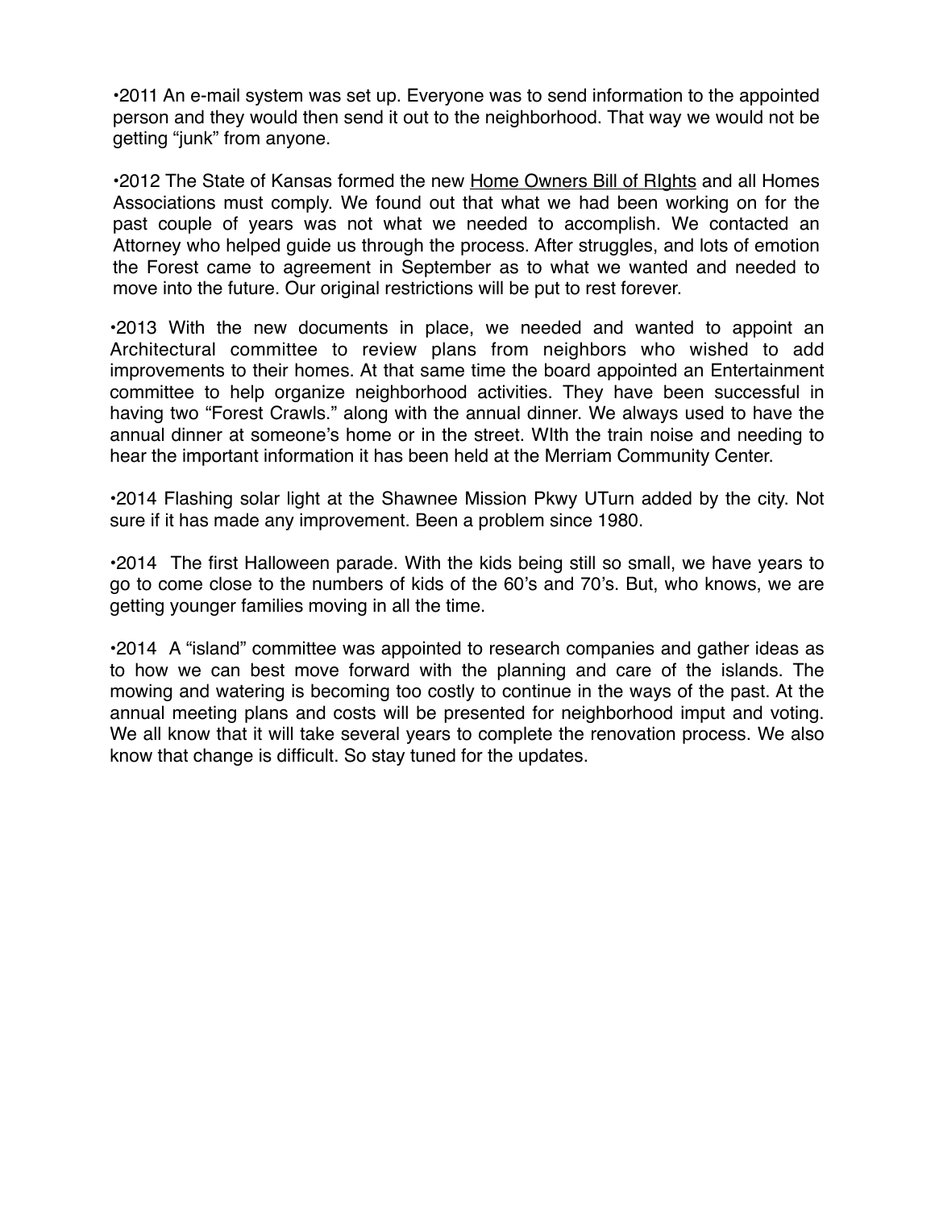•2011 An e-mail system was set up. Everyone was to send information to the appointed person and they would then send it out to the neighborhood. That way we would not be getting "junk" from anyone.

•2012 The State of Kansas formed the new <u>Home Owners Bill of RIghts</u> and all Homes Associations must comply. We found out that what we had been working on for the past couple of years was not what we needed to accomplish. We contacted an Attorney who helped guide us through the process. After struggles, and lots of emotion the Forest came to agreement in September as to what we wanted and needed to move into the future. Our original restrictions will be put to rest forever.

•2013 With the new documents in place, we needed and wanted to appoint an Architectural committee to review plans from neighbors who wished to add improvements to their homes. At that same time the board appointed an Entertainment committee to help organize neighborhood activities. They have been successful in having two "Forest Crawls." along with the annual dinner. We always used to have the annual dinner at someone's home or in the street. WIth the train noise and needing to hear the important information it has been held at the Merriam Community Center.

•2014 Flashing solar light at the Shawnee Mission Pkwy UTurn added by the city. Not sure if it has made any improvement. Been a problem since 1980.

•2014 The first Halloween parade. With the kids being still so small, we have years to go to come close to the numbers of kids of the 60's and 70's. But, who knows, we are getting younger families moving in all the time.

•2014 A "island" committee was appointed to research companies and gather ideas as to how we can best move forward with the planning and care of the islands. The mowing and watering is becoming too costly to continue in the ways of the past. At the annual meeting plans and costs will be presented for neighborhood imput and voting. We all know that it will take several years to complete the renovation process. We also know that change is difficult. So stay tuned for the updates.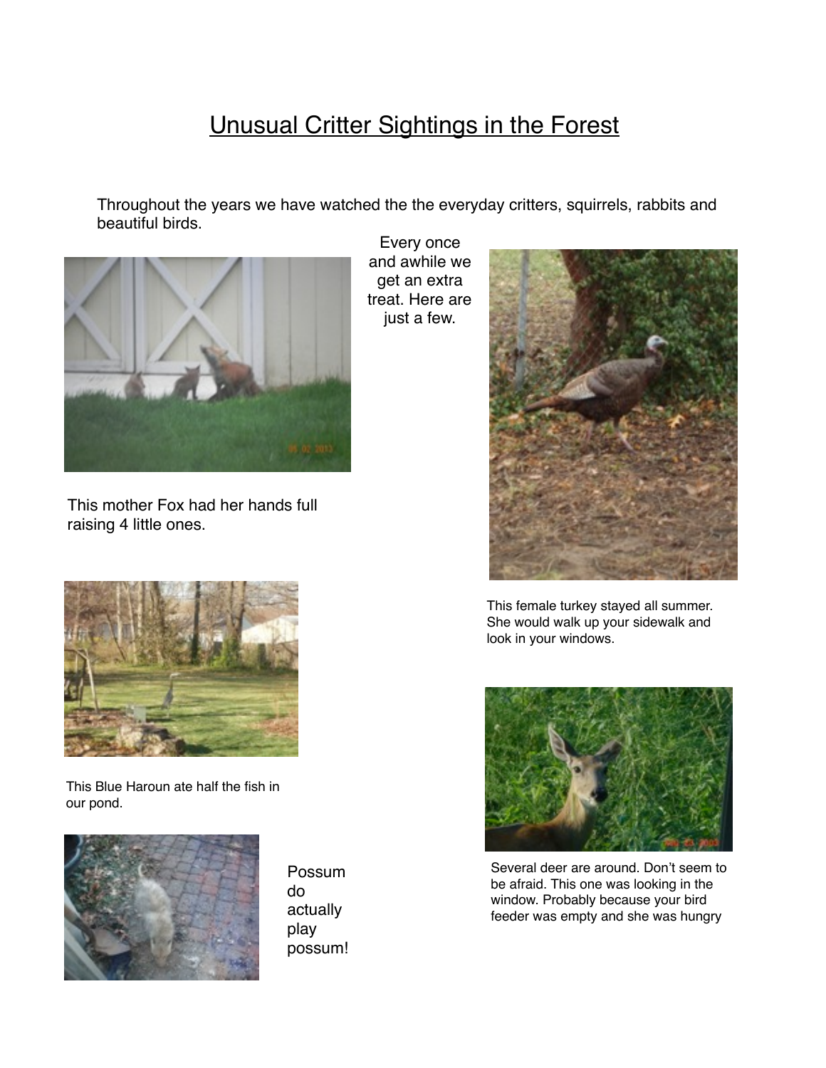# Unusual Critter Sightings in the Forest

Throughout the years we have watched the the everyday critters, squirrels, rabbits and beautiful birds.

Every once and awhile we get an extra treat. Here are just a few.

This mother Fox had her hands full raising 4 little ones.

This female turkey stayed all summer. She would walk up your sidewalk and look in your windows.

This Blue Haroun ate half the fish in our pond.

Several deer are around. Don't seem to be afraid. This one was looking in the window. Probably because your bird feeder was empty and she was hungry

Possum do actually play possum!